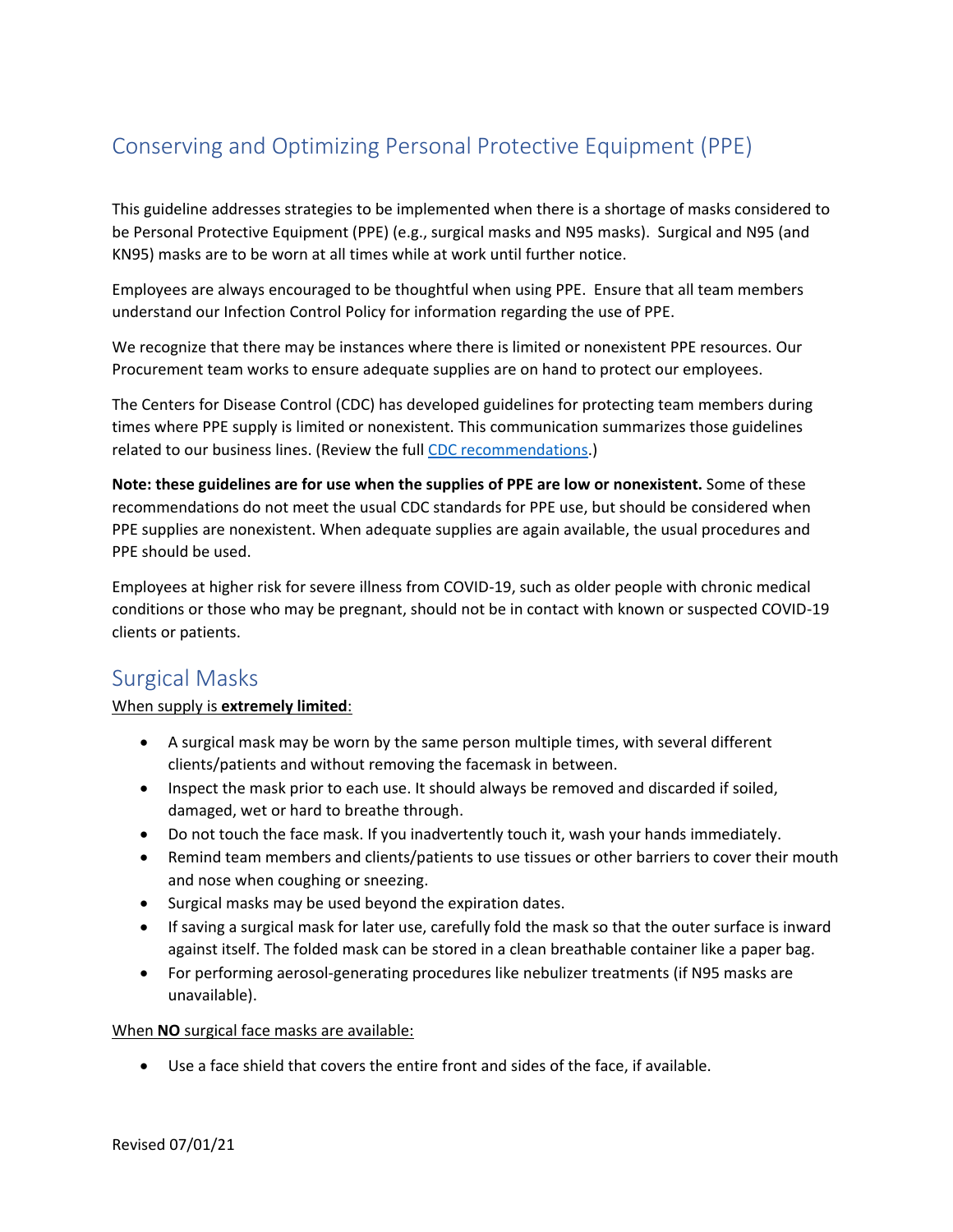# Conserving and Optimizing Personal Protective Equipment (PPE)

This guideline addresses strategies to be implemented when there is a shortage of masks considered to be Personal Protective Equipment (PPE) (e.g., surgical masks and N95 masks). Surgical and N95 (and KN95) masks are to be worn at all times while at work until further notice.

Employees are always encouraged to be thoughtful when using PPE. Ensure that all team members understand our Infection Control Policy for information regarding the use of PPE.

We recognize that there may be instances where there is limited or nonexistent PPE resources. Our Procurement team works to ensure adequate supplies are on hand to protect our employees.

The Centers for Disease Control (CDC) has developed guidelines for protecting team members during times where PPE supply is limited or nonexistent. This communication summarizes those guidelines related to our business lines. (Review the full CDC recommendations.)

**Note: these guidelines are for use when the supplies of PPE are low or nonexistent.** Some of these recommendations do not meet the usual CDC standards for PPE use, but should be considered when PPE supplies are nonexistent. When adequate supplies are again available, the usual procedures and PPE should be used.

Employees at higher risk for severe illness from COVID-19, such as older people with chronic medical conditions or those who may be pregnant, should not be in contact with known or suspected COVID-19 clients or patients.

## Surgical Masks

When supply is **extremely limited**:

- A surgical mask may be worn by the same person multiple times, with several different clients/patients and without removing the facemask in between.
- Inspect the mask prior to each use. It should always be removed and discarded if soiled, damaged, wet or hard to breathe through.
- Do not touch the face mask. If you inadvertently touch it, wash your hands immediately.
- Remind team members and clients/patients to use tissues or other barriers to cover their mouth and nose when coughing or sneezing.
- Surgical masks may be used beyond the expiration dates.
- If saving a surgical mask for later use, carefully fold the mask so that the outer surface is inward against itself. The folded mask can be stored in a clean breathable container like a paper bag.
- For performing aerosol-generating procedures like nebulizer treatments (if N95 masks are unavailable).

When **NO** surgical face masks are available:

- Use a face shield that covers the entire front and sides of the face, if available.

Revised 07/01/21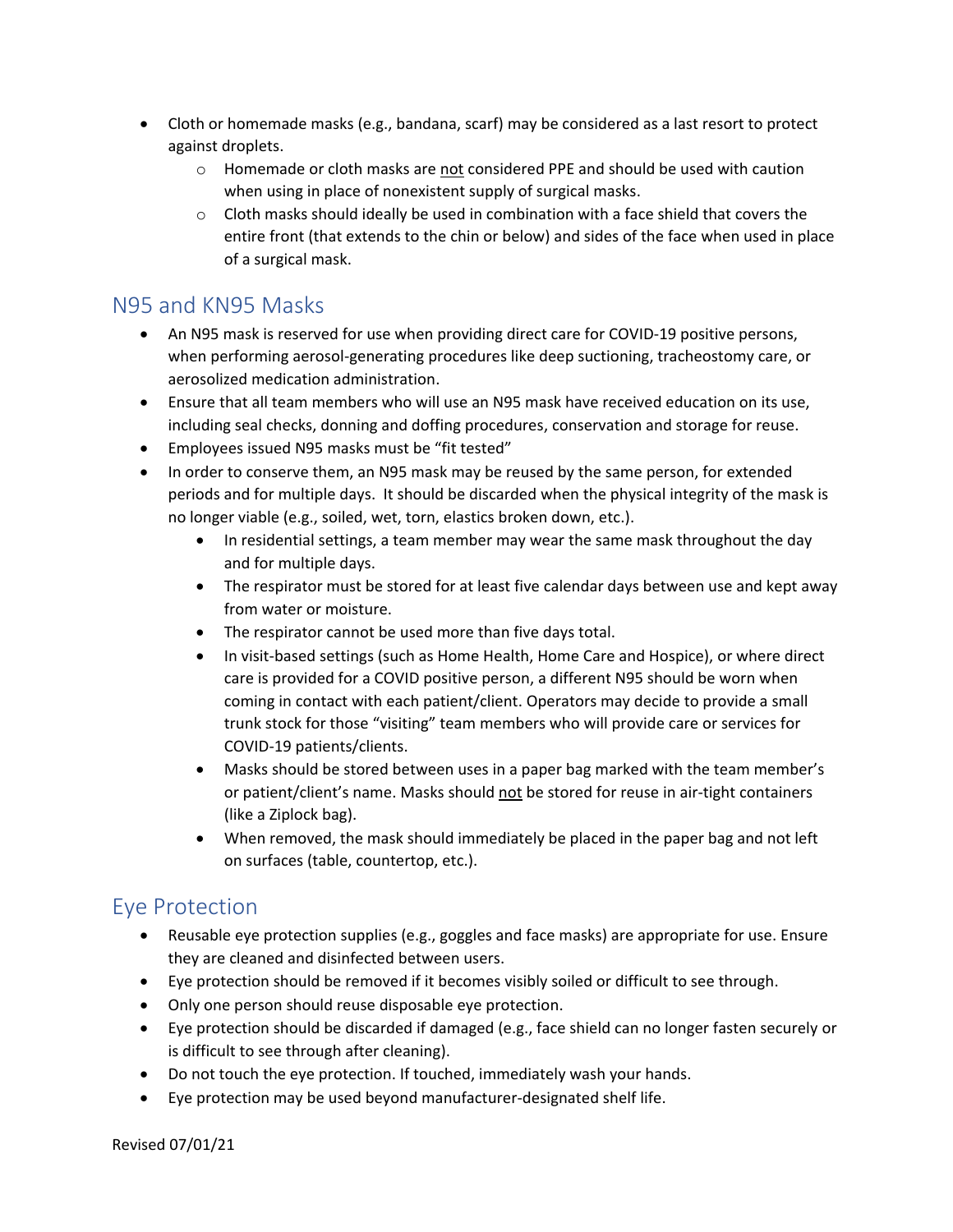- Cloth or homemade masks (e.g., bandana, scarf) may be considered as a last resort to protect against droplets.
    - Homemade or cloth masks are <u>not</u> considered PPE and should be used with caution when using in place of nonexistent supply of surgical masks.
    - Cloth masks should ideally be used in combination with a face shield that covers the entire front (that extends to the chin or below) and sides of the face when used in place of a surgical mask.

## N95 and KN95 Masks

- An N95 mask is reserved for use when providing direct care for COVID-19 positive persons, when performing aerosol-generating procedures like deep suctioning, tracheostomy care, or aerosolized medication administration.
- Ensure that all team members who will use an N95 mask have received education on its use, including seal checks, donning and doffing procedures, conservation and storage for reuse.
- Employees issued N95 masks must be "fit tested"
- In order to conserve them, an N95 mask may be reused by the same person, for extended periods and for multiple days. It should be discarded when the physical integrity of the mask is no longer viable (e.g., soiled, wet, torn, elastics broken down, etc.).
    - In residential settings, a team member may wear the same mask throughout the day and for multiple days.
    - The respirator must be stored for at least five calendar days between use and kept away from water or moisture.
    - The respirator cannot be used more than five days total.
    - In visit-based settings (such as Home Health, Home Care and Hospice), or where direct care is provided for a COVID positive person, a different N95 should be worn when coming in contact with each patient/client. Operators may decide to provide a small trunk stock for those "visiting" team members who will provide care or services for COVID-19 patients/clients.
    - Masks should be stored between uses in a paper bag marked with the team member's or patient/client's name. Masks should <u>not</u> be stored for reuse in air-tight containers (like a Ziplock bag).
    - When removed, the mask should immediately be placed in the paper bag and not left on surfaces (table, countertop, etc.).

## Eye Protection

- Reusable eye protection supplies (e.g., goggles and face masks) are appropriate for use. Ensure they are cleaned and disinfected between users.
- Eye protection should be removed if it becomes visibly soiled or difficult to see through.
- Only one person should reuse disposable eye protection.
- Eye protection should be discarded if damaged (e.g., face shield can no longer fasten securely or is difficult to see through after cleaning).
- Do not touch the eye protection. If touched, immediately wash your hands.
- Eye protection may be used beyond manufacturer-designated shelf life.

Revised 07/01/21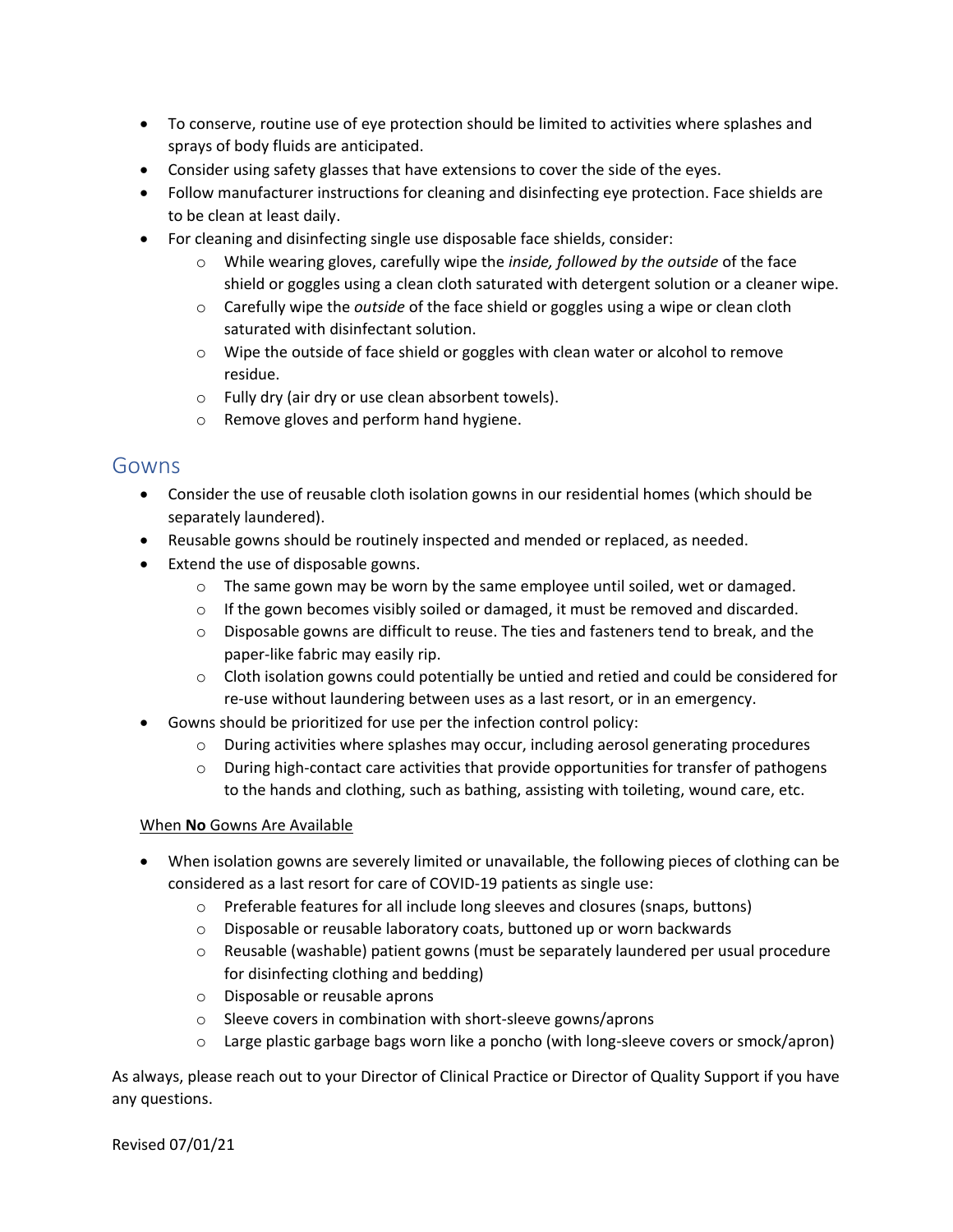- To conserve, routine use of eye protection should be limited to activities where splashes and sprays of body fluids are anticipated.
- Consider using safety glasses that have extensions to cover the side of the eyes.
- Follow manufacturer instructions for cleaning and disinfecting eye protection. Face shields are to be clean at least daily.
- For cleaning and disinfecting single use disposable face shields, consider:
    - While wearing gloves, carefully wipe the *inside, followed by the outside* of the face shield or goggles using a clean cloth saturated with detergent solution or a cleaner wipe.
    - Carefully wipe the *outside* of the face shield or goggles using a wipe or clean cloth saturated with disinfectant solution.
    - Wipe the outside of face shield or goggles with clean water or alcohol to remove residue.
    - Fully dry (air dry or use clean absorbent towels).
    - Remove gloves and perform hand hygiene.

## Gowns

- Consider the use of reusable cloth isolation gowns in our residential homes (which should be separately laundered).
- Reusable gowns should be routinely inspected and mended or replaced, as needed.
- Extend the use of disposable gowns.
    - The same gown may be worn by the same employee until soiled, wet or damaged.
    - If the gown becomes visibly soiled or damaged, it must be removed and discarded.
    - Disposable gowns are difficult to reuse. The ties and fasteners tend to break, and the paper-like fabric may easily rip.
    - Cloth isolation gowns could potentially be untied and retied and could be considered for re-use without laundering between uses as a last resort, or in an emergency.
- Gowns should be prioritized for use per the infection control policy:
    - During activities where splashes may occur, including aerosol generating procedures
    - During high-contact care activities that provide opportunities for transfer of pathogens to the hands and clothing, such as bathing, assisting with toileting, wound care, etc.

<u>When **No** Gowns Are Available</u>

- When isolation gowns are severely limited or unavailable, the following pieces of clothing can be considered as a last resort for care of COVID-19 patients as single use:
    - Preferable features for all include long sleeves and closures (snaps, buttons)
    - Disposable or reusable laboratory coats, buttoned up or worn backwards
    - Reusable (washable) patient gowns (must be separately laundered per usual procedure for disinfecting clothing and bedding)
    - Disposable or reusable aprons
    - Sleeve covers in combination with short-sleeve gowns/aprons
    - Large plastic garbage bags worn like a poncho (with long-sleeve covers or smock/apron)

As always, please reach out to your Director of Clinical Practice or Director of Quality Support if you have any questions.

Revised 07/01/21